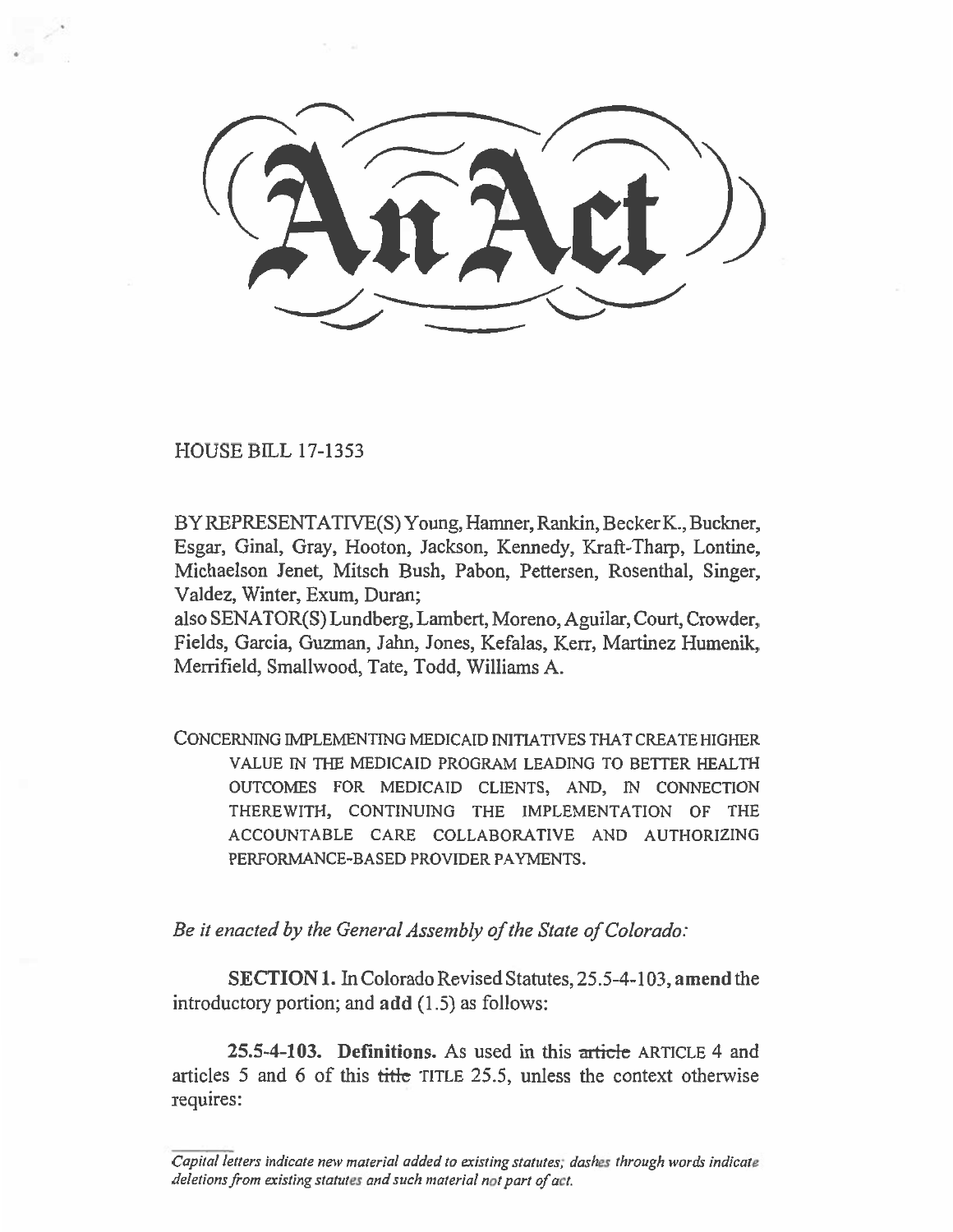# An Act

HOUSE BILL 17-1353

BY REPRESENTATIVE(S) Young, Hamner, Rankin, Becker K., Buckner, Esgar, Ginal, Gray, Hooton, Jackson, Kennedy, Kraft-Tharp, Lontine, Michaelson Jenet, Mitsch Bush, Pabon, Pettersen, Rosenthal, Singer, Valdez, Winter, Exum, Duran;
also SENATOR(S) Lundberg, Lambert, Moreno, Aguilar, Court, Crowder, Fields, Garcia, Guzman, Jahn, Jones, Kefalas, Kerr, Martinez Humenik, Merrifield, Smallwood, Tate, Todd, Williams A.

CONCERNING IMPLEMENTING MEDICAID INITIATIVES THAT CREATE HIGHER VALUE IN THE MEDICAID PROGRAM LEADING TO BETTER HEALTH OUTCOMES FOR MEDICAID CLIENTS, AND, IN CONNECTION THEREWITH, CONTINUING THE IMPLEMENTATION OF THE ACCOUNTABLE CARE COLLABORATIVE AND AUTHORIZING PERFORMANCE-BASED PROVIDER PAYMENTS.

*Be it enacted by the General Assembly of the State of Colorado:*

**SECTION 1.** In Colorado Revised Statutes, 25.5-4-103, **amend** the introductory portion; and **add** (1.5) as follows:

**25.5-4-103. Definitions.** As used in this ~~article~~ ARTICLE 4 and articles 5 and 6 of this ~~title~~ TITLE 25.5, unless the context otherwise requires:

*Capital letters indicate new material added to existing statutes; dashes through words indicate deletions from existing statutes and such material not part of act.*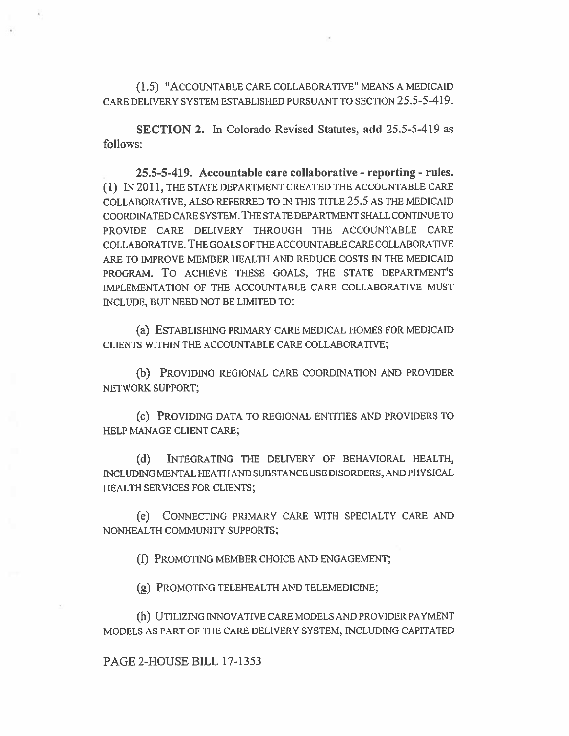(1.5) "ACCOUNTABLE CARE COLLABORATIVE" MEANS A MEDICAID CARE DELIVERY SYSTEM ESTABLISHED PURSUANT TO SECTION 25.5-5-419.

**SECTION 2.** In Colorado Revised Statutes, **add** 25.5-5-419 as follows:

**25.5-5-419. Accountable care collaborative - reporting - rules.** (1) IN 2011, THE STATE DEPARTMENT CREATED THE ACCOUNTABLE CARE COLLABORATIVE, ALSO REFERRED TO IN THIS TITLE 25.5 AS THE MEDICAID COORDINATED CARE SYSTEM. THE STATE DEPARTMENT SHALL CONTINUE TO PROVIDE CARE DELIVERY THROUGH THE ACCOUNTABLE CARE COLLABORATIVE. THE GOALS OF THE ACCOUNTABLE CARE COLLABORATIVE ARE TO IMPROVE MEMBER HEALTH AND REDUCE COSTS IN THE MEDICAID PROGRAM. TO ACHIEVE THESE GOALS, THE STATE DEPARTMENT'S IMPLEMENTATION OF THE ACCOUNTABLE CARE COLLABORATIVE MUST INCLUDE, BUT NEED NOT BE LIMITED TO:

(a) ESTABLISHING PRIMARY CARE MEDICAL HOMES FOR MEDICAID CLIENTS WITHIN THE ACCOUNTABLE CARE COLLABORATIVE;

(b) PROVIDING REGIONAL CARE COORDINATION AND PROVIDER NETWORK SUPPORT;

(c) PROVIDING DATA TO REGIONAL ENTITIES AND PROVIDERS TO HELP MANAGE CLIENT CARE;

(d) INTEGRATING THE DELIVERY OF BEHAVIORAL HEALTH, INCLUDING MENTAL HEATH AND SUBSTANCE USE DISORDERS, AND PHYSICAL HEALTH SERVICES FOR CLIENTS;

(e) CONNECTING PRIMARY CARE WITH SPECIALTY CARE AND NONHEALTH COMMUNITY SUPPORTS;

(f) PROMOTING MEMBER CHOICE AND ENGAGEMENT;

(g) PROMOTING TELEHEALTH AND TELEMEDICINE;

(h) UTILIZING INNOVATIVE CARE MODELS AND PROVIDER PAYMENT MODELS AS PART OF THE CARE DELIVERY SYSTEM, INCLUDING CAPITATED

PAGE 2-HOUSE BILL 17-1353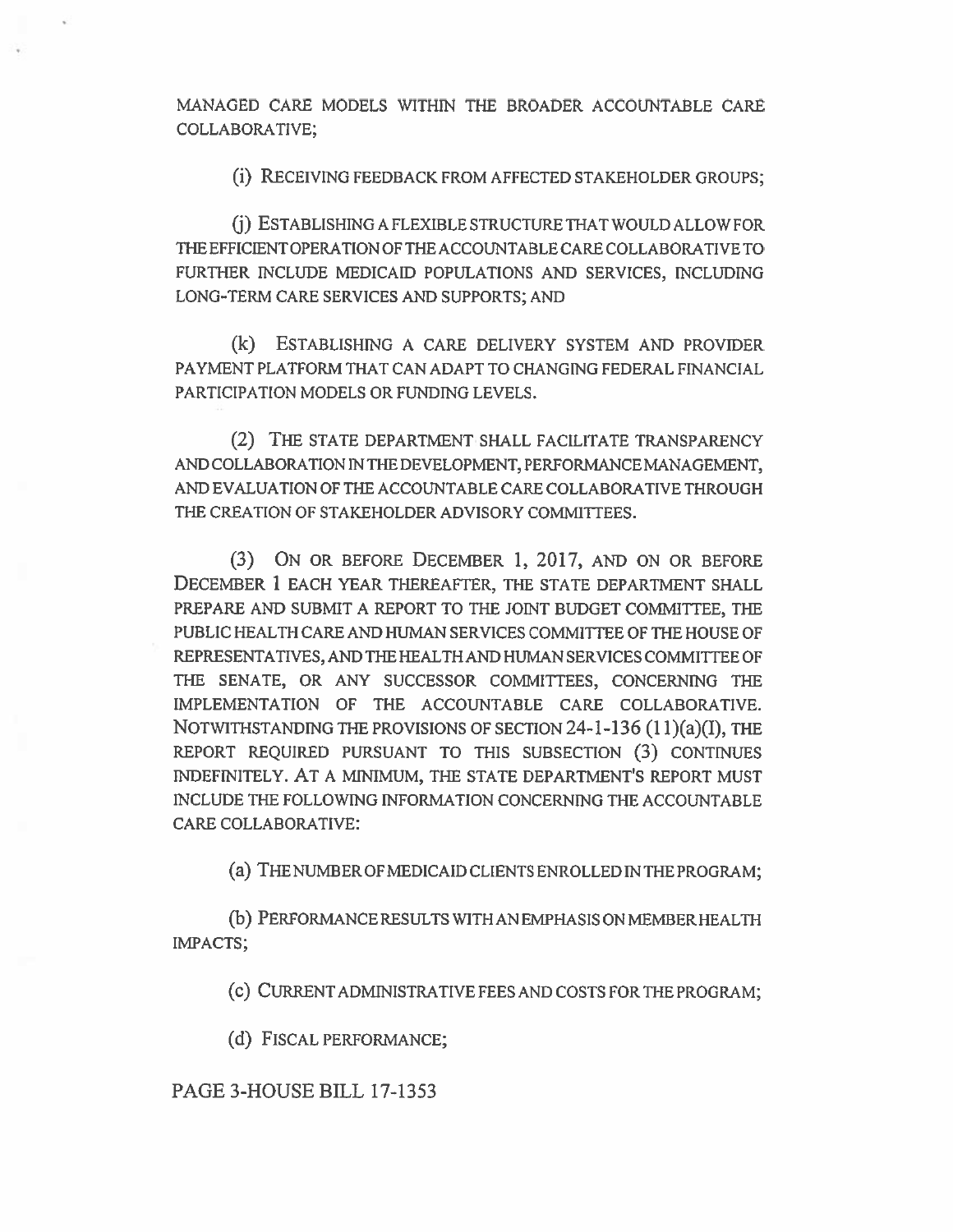MANAGED CARE MODELS WITHIN THE BROADER ACCOUNTABLE CARE COLLABORATIVE;

(i) RECEIVING FEEDBACK FROM AFFECTED STAKEHOLDER GROUPS;

(j) ESTABLISHING A FLEXIBLE STRUCTURE THAT WOULD ALLOW FOR THE EFFICIENT OPERATION OF THE ACCOUNTABLE CARE COLLABORATIVE TO FURTHER INCLUDE MEDICAID POPULATIONS AND SERVICES, INCLUDING LONG-TERM CARE SERVICES AND SUPPORTS; AND

(k) ESTABLISHING A CARE DELIVERY SYSTEM AND PROVIDER PAYMENT PLATFORM THAT CAN ADAPT TO CHANGING FEDERAL FINANCIAL PARTICIPATION MODELS OR FUNDING LEVELS.

(2) THE STATE DEPARTMENT SHALL FACILITATE TRANSPARENCY AND COLLABORATION IN THE DEVELOPMENT, PERFORMANCE MANAGEMENT, AND EVALUATION OF THE ACCOUNTABLE CARE COLLABORATIVE THROUGH THE CREATION OF STAKEHOLDER ADVISORY COMMITTEES.

(3) ON OR BEFORE DECEMBER 1, 2017, AND ON OR BEFORE DECEMBER 1 EACH YEAR THEREAFTER, THE STATE DEPARTMENT SHALL PREPARE AND SUBMIT A REPORT TO THE JOINT BUDGET COMMITTEE, THE PUBLIC HEALTH CARE AND HUMAN SERVICES COMMITTEE OF THE HOUSE OF REPRESENTATIVES, AND THE HEALTH AND HUMAN SERVICES COMMITTEE OF THE SENATE, OR ANY SUCCESSOR COMMITTEES, CONCERNING THE IMPLEMENTATION OF THE ACCOUNTABLE CARE COLLABORATIVE. NOTWITHSTANDING THE PROVISIONS OF SECTION 24-1-136 (11)(a)(I), THE REPORT REQUIRED PURSUANT TO THIS SUBSECTION (3) CONTINUES INDEFINITELY. AT A MINIMUM, THE STATE DEPARTMENT'S REPORT MUST INCLUDE THE FOLLOWING INFORMATION CONCERNING THE ACCOUNTABLE CARE COLLABORATIVE:

(a) THE NUMBER OF MEDICAID CLIENTS ENROLLED IN THE PROGRAM;

(b) PERFORMANCE RESULTS WITH AN EMPHASIS ON MEMBER HEALTH IMPACTS;

(c) CURRENT ADMINISTRATIVE FEES AND COSTS FOR THE PROGRAM;

(d) FISCAL PERFORMANCE;

PAGE 3-HOUSE BILL 17-1353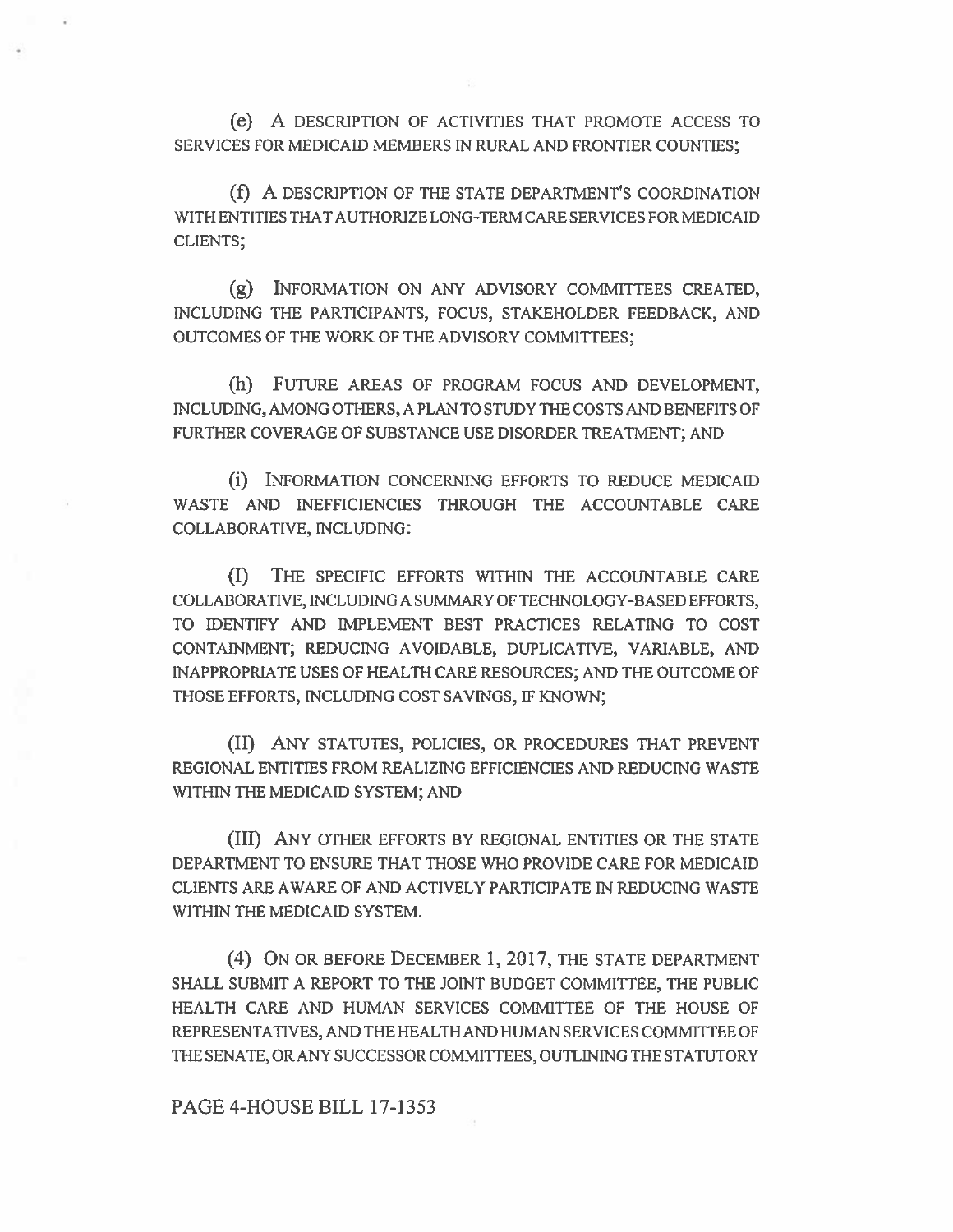(e) A DESCRIPTION OF ACTIVITIES THAT PROMOTE ACCESS TO SERVICES FOR MEDICAID MEMBERS IN RURAL AND FRONTIER COUNTIES;

(f) A DESCRIPTION OF THE STATE DEPARTMENT'S COORDINATION WITH ENTITIES THAT AUTHORIZE LONG-TERM CARE SERVICES FOR MEDICAID CLIENTS;

(g) INFORMATION ON ANY ADVISORY COMMITTEES CREATED, INCLUDING THE PARTICIPANTS, FOCUS, STAKEHOLDER FEEDBACK, AND OUTCOMES OF THE WORK OF THE ADVISORY COMMITTEES;

(h) FUTURE AREAS OF PROGRAM FOCUS AND DEVELOPMENT, INCLUDING, AMONG OTHERS, A PLAN TO STUDY THE COSTS AND BENEFITS OF FURTHER COVERAGE OF SUBSTANCE USE DISORDER TREATMENT; AND

(i) INFORMATION CONCERNING EFFORTS TO REDUCE MEDICAID WASTE AND INEFFICIENCIES THROUGH THE ACCOUNTABLE CARE COLLABORATIVE, INCLUDING:

(I) THE SPECIFIC EFFORTS WITHIN THE ACCOUNTABLE CARE COLLABORATIVE, INCLUDING A SUMMARY OF TECHNOLOGY-BASED EFFORTS, TO IDENTIFY AND IMPLEMENT BEST PRACTICES RELATING TO COST CONTAINMENT; REDUCING AVOIDABLE, DUPLICATIVE, VARIABLE, AND INAPPROPRIATE USES OF HEALTH CARE RESOURCES; AND THE OUTCOME OF THOSE EFFORTS, INCLUDING COST SAVINGS, IF KNOWN;

(II) ANY STATUTES, POLICIES, OR PROCEDURES THAT PREVENT REGIONAL ENTITIES FROM REALIZING EFFICIENCIES AND REDUCING WASTE WITHIN THE MEDICAID SYSTEM; AND

(III) ANY OTHER EFFORTS BY REGIONAL ENTITIES OR THE STATE DEPARTMENT TO ENSURE THAT THOSE WHO PROVIDE CARE FOR MEDICAID CLIENTS ARE AWARE OF AND ACTIVELY PARTICIPATE IN REDUCING WASTE WITHIN THE MEDICAID SYSTEM.

(4) ON OR BEFORE DECEMBER 1, 2017, THE STATE DEPARTMENT SHALL SUBMIT A REPORT TO THE JOINT BUDGET COMMITTEE, THE PUBLIC HEALTH CARE AND HUMAN SERVICES COMMITTEE OF THE HOUSE OF REPRESENTATIVES, AND THE HEALTH AND HUMAN SERVICES COMMITTEE OF THE SENATE, OR ANY SUCCESSOR COMMITTEES, OUTLINING THE STATUTORY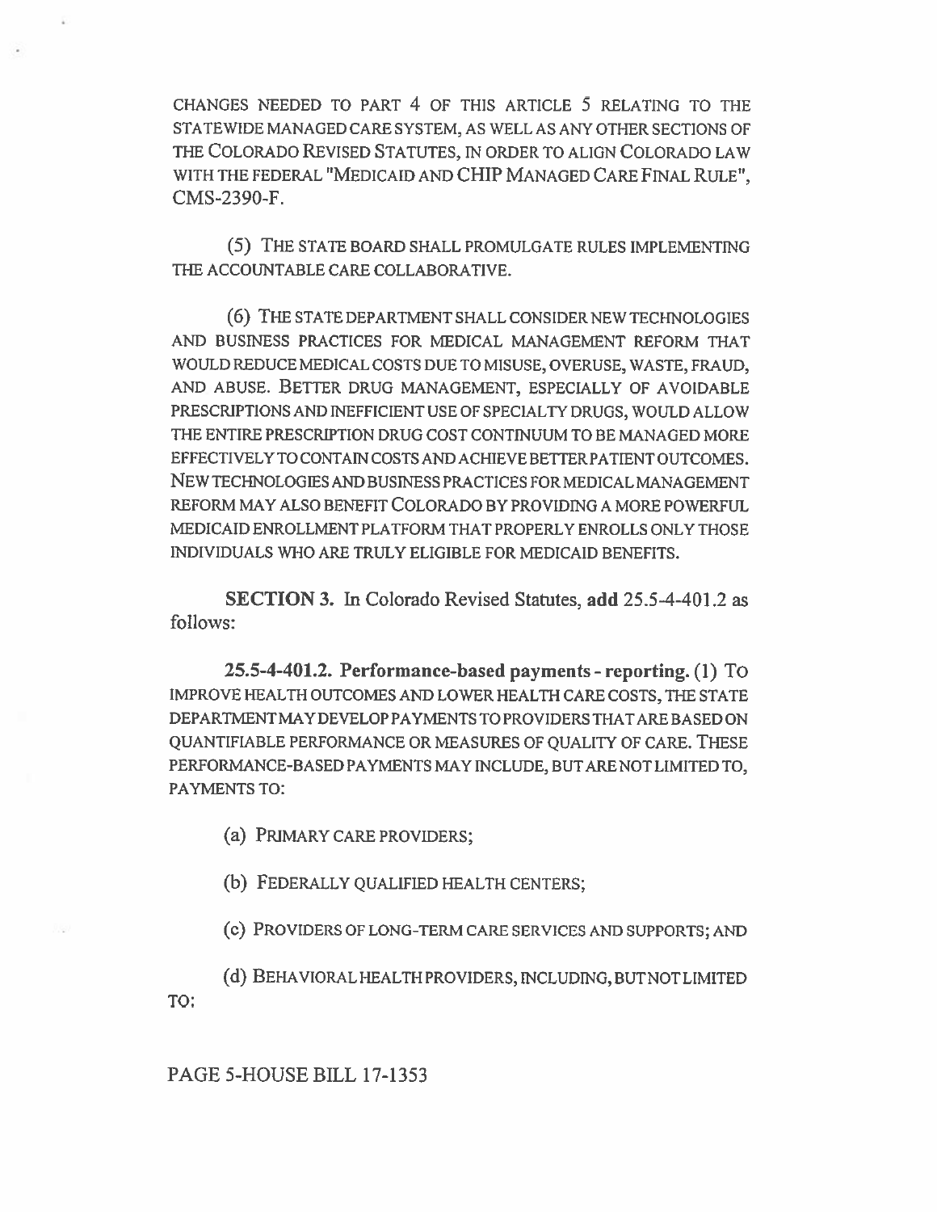CHANGES NEEDED TO PART 4 OF THIS ARTICLE 5 RELATING TO THE STATEWIDE MANAGED CARE SYSTEM, AS WELL AS ANY OTHER SECTIONS OF THE COLORADO REVISED STATUTES, IN ORDER TO ALIGN COLORADO LAW WITH THE FEDERAL "MEDICAID AND CHIP MANAGED CARE FINAL RULE", CMS-2390-F.

(5) THE STATE BOARD SHALL PROMULGATE RULES IMPLEMENTING THE ACCOUNTABLE CARE COLLABORATIVE.

(6) THE STATE DEPARTMENT SHALL CONSIDER NEW TECHNOLOGIES AND BUSINESS PRACTICES FOR MEDICAL MANAGEMENT REFORM THAT WOULD REDUCE MEDICAL COSTS DUE TO MISUSE, OVERUSE, WASTE, FRAUD, AND ABUSE. BETTER DRUG MANAGEMENT, ESPECIALLY OF AVOIDABLE PRESCRIPTIONS AND INEFFICIENT USE OF SPECIALTY DRUGS, WOULD ALLOW THE ENTIRE PRESCRIPTION DRUG COST CONTINUUM TO BE MANAGED MORE EFFECTIVELY TO CONTAIN COSTS AND ACHIEVE BETTER PATIENT OUTCOMES. NEW TECHNOLOGIES AND BUSINESS PRACTICES FOR MEDICAL MANAGEMENT REFORM MAY ALSO BENEFIT COLORADO BY PROVIDING A MORE POWERFUL MEDICAID ENROLLMENT PLATFORM THAT PROPERLY ENROLLS ONLY THOSE INDIVIDUALS WHO ARE TRULY ELIGIBLE FOR MEDICAID BENEFITS.

**SECTION 3.** In Colorado Revised Statutes, **add** 25.5-4-401.2 as follows:

**25.5-4-401.2. Performance-based payments - reporting.** (1) TO IMPROVE HEALTH OUTCOMES AND LOWER HEALTH CARE COSTS, THE STATE DEPARTMENT MAY DEVELOP PAYMENTS TO PROVIDERS THAT ARE BASED ON QUANTIFIABLE PERFORMANCE OR MEASURES OF QUALITY OF CARE. THESE PERFORMANCE-BASED PAYMENTS MAY INCLUDE, BUT ARE NOT LIMITED TO, PAYMENTS TO:

(a) PRIMARY CARE PROVIDERS;

(b) FEDERALLY QUALIFIED HEALTH CENTERS;

(c) PROVIDERS OF LONG-TERM CARE SERVICES AND SUPPORTS; AND

(d) BEHAVIORAL HEALTH PROVIDERS, INCLUDING, BUT NOT LIMITED TO: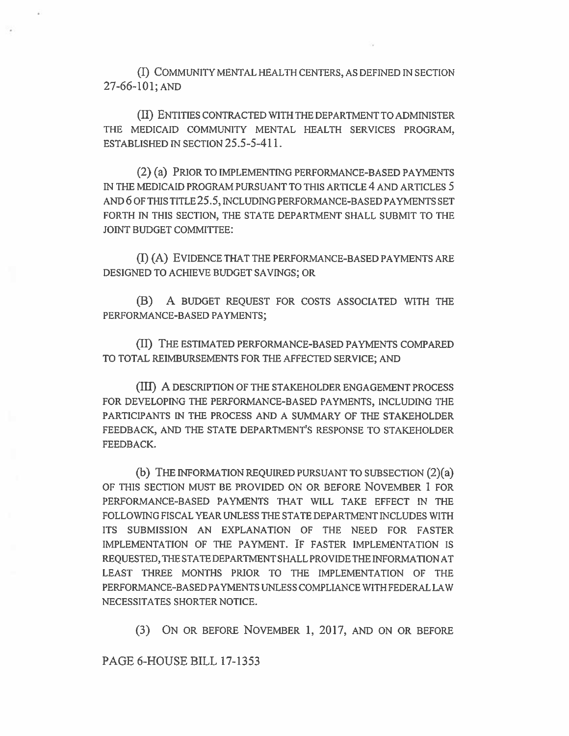(I) COMMUNITY MENTAL HEALTH CENTERS, AS DEFINED IN SECTION 27-66-101; AND

(II) ENTITIES CONTRACTED WITH THE DEPARTMENT TO ADMINISTER THE MEDICAID COMMUNITY MENTAL HEALTH SERVICES PROGRAM, ESTABLISHED IN SECTION 25.5-5-411.

(2) (a) PRIOR TO IMPLEMENTING PERFORMANCE-BASED PAYMENTS IN THE MEDICAID PROGRAM PURSUANT TO THIS ARTICLE 4 AND ARTICLES 5 AND 6 OF THIS TITLE 25.5, INCLUDING PERFORMANCE-BASED PAYMENTS SET FORTH IN THIS SECTION, THE STATE DEPARTMENT SHALL SUBMIT TO THE JOINT BUDGET COMMITTEE:

(I) (A) EVIDENCE THAT THE PERFORMANCE-BASED PAYMENTS ARE DESIGNED TO ACHIEVE BUDGET SAVINGS; OR

(B) A BUDGET REQUEST FOR COSTS ASSOCIATED WITH THE PERFORMANCE-BASED PAYMENTS;

(II) THE ESTIMATED PERFORMANCE-BASED PAYMENTS COMPARED TO TOTAL REIMBURSEMENTS FOR THE AFFECTED SERVICE; AND

(III) A DESCRIPTION OF THE STAKEHOLDER ENGAGEMENT PROCESS FOR DEVELOPING THE PERFORMANCE-BASED PAYMENTS, INCLUDING THE PARTICIPANTS IN THE PROCESS AND A SUMMARY OF THE STAKEHOLDER FEEDBACK, AND THE STATE DEPARTMENT'S RESPONSE TO STAKEHOLDER FEEDBACK.

(b) THE INFORMATION REQUIRED PURSUANT TO SUBSECTION (2)(a) OF THIS SECTION MUST BE PROVIDED ON OR BEFORE NOVEMBER 1 FOR PERFORMANCE-BASED PAYMENTS THAT WILL TAKE EFFECT IN THE FOLLOWING FISCAL YEAR UNLESS THE STATE DEPARTMENT INCLUDES WITH ITS SUBMISSION AN EXPLANATION OF THE NEED FOR FASTER IMPLEMENTATION OF THE PAYMENT. IF FASTER IMPLEMENTATION IS REQUESTED, THE STATE DEPARTMENT SHALL PROVIDE THE INFORMATION AT LEAST THREE MONTHS PRIOR TO THE IMPLEMENTATION OF THE PERFORMANCE-BASED PAYMENTS UNLESS COMPLIANCE WITH FEDERAL LAW NECESSITATES SHORTER NOTICE.

(3) ON OR BEFORE NOVEMBER 1, 2017, AND ON OR BEFORE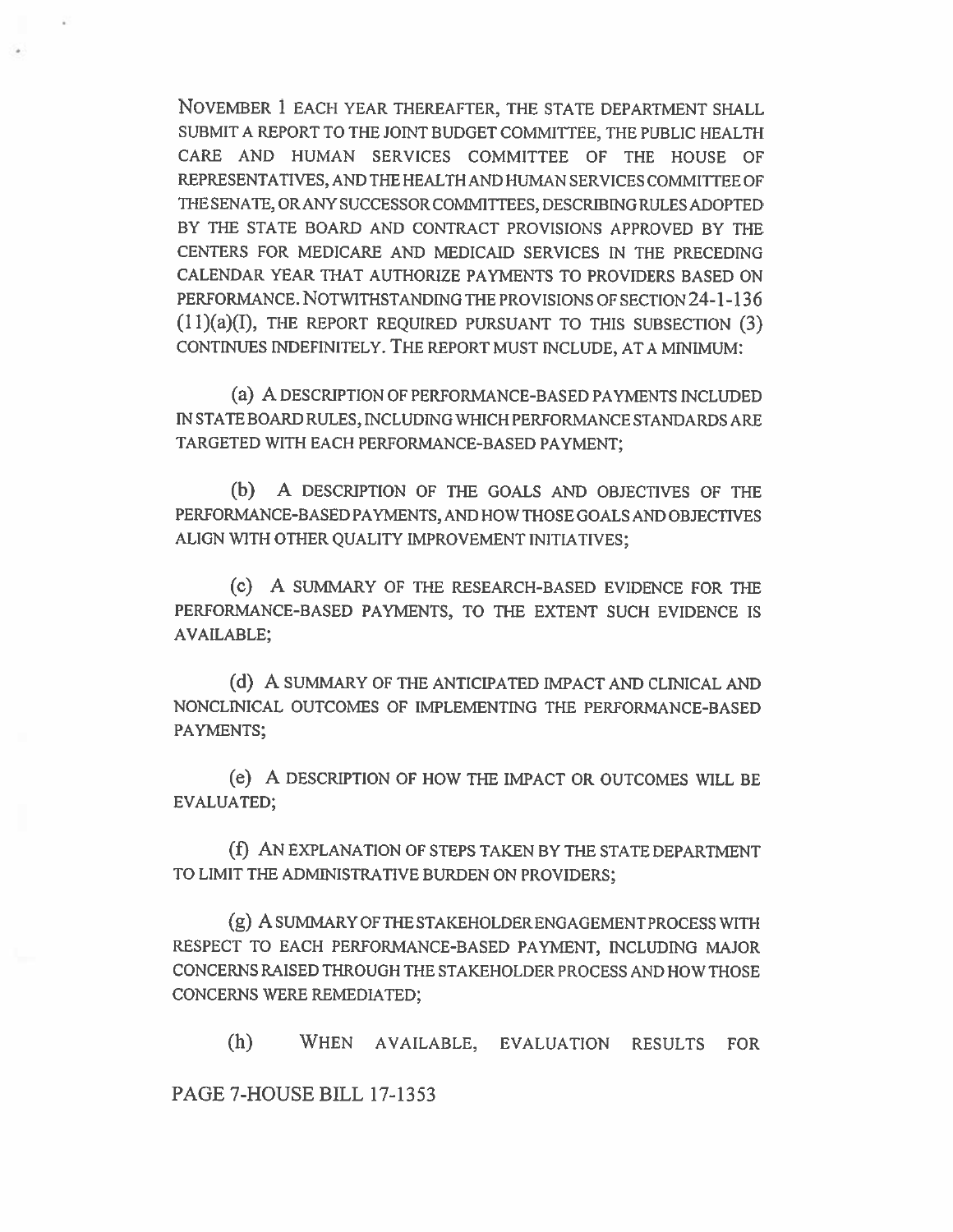NOVEMBER 1 EACH YEAR THEREAFTER, THE STATE DEPARTMENT SHALL SUBMIT A REPORT TO THE JOINT BUDGET COMMITTEE, THE PUBLIC HEALTH CARE AND HUMAN SERVICES COMMITTEE OF THE HOUSE OF REPRESENTATIVES, AND THE HEALTH AND HUMAN SERVICES COMMITTEE OF THE SENATE, OR ANY SUCCESSOR COMMITTEES, DESCRIBING RULES ADOPTED BY THE STATE BOARD AND CONTRACT PROVISIONS APPROVED BY THE CENTERS FOR MEDICARE AND MEDICAID SERVICES IN THE PRECEDING CALENDAR YEAR THAT AUTHORIZE PAYMENTS TO PROVIDERS BASED ON PERFORMANCE. NOTWITHSTANDING THE PROVISIONS OF SECTION 24-1-136 (11)(a)(I), THE REPORT REQUIRED PURSUANT TO THIS SUBSECTION (3) CONTINUES INDEFINITELY. THE REPORT MUST INCLUDE, AT A MINIMUM:

(a) A DESCRIPTION OF PERFORMANCE-BASED PAYMENTS INCLUDED IN STATE BOARD RULES, INCLUDING WHICH PERFORMANCE STANDARDS ARE TARGETED WITH EACH PERFORMANCE-BASED PAYMENT;

(b) A DESCRIPTION OF THE GOALS AND OBJECTIVES OF THE PERFORMANCE-BASED PAYMENTS, AND HOW THOSE GOALS AND OBJECTIVES ALIGN WITH OTHER QUALITY IMPROVEMENT INITIATIVES;

(c) A SUMMARY OF THE RESEARCH-BASED EVIDENCE FOR THE PERFORMANCE-BASED PAYMENTS, TO THE EXTENT SUCH EVIDENCE IS AVAILABLE;

(d) A SUMMARY OF THE ANTICIPATED IMPACT AND CLINICAL AND NONCLINICAL OUTCOMES OF IMPLEMENTING THE PERFORMANCE-BASED PAYMENTS;

(e) A DESCRIPTION OF HOW THE IMPACT OR OUTCOMES WILL BE EVALUATED;

(f) AN EXPLANATION OF STEPS TAKEN BY THE STATE DEPARTMENT TO LIMIT THE ADMINISTRATIVE BURDEN ON PROVIDERS;

(g) A SUMMARY OF THE STAKEHOLDER ENGAGEMENT PROCESS WITH RESPECT TO EACH PERFORMANCE-BASED PAYMENT, INCLUDING MAJOR CONCERNS RAISED THROUGH THE STAKEHOLDER PROCESS AND HOW THOSE CONCERNS WERE REMEDIATED;

(h) WHEN AVAILABLE, EVALUATION RESULTS FOR

PAGE 7-HOUSE BILL 17-1353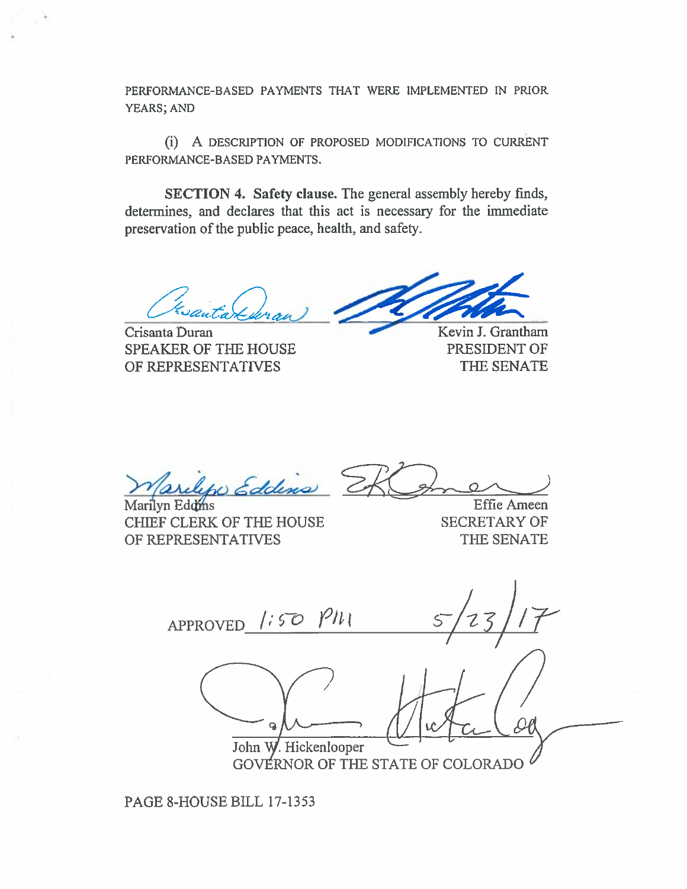PERFORMANCE-BASED PAYMENTS THAT WERE IMPLEMENTED IN PRIOR YEARS; AND

(i) A DESCRIPTION OF PROPOSED MODIFICATIONS TO CURRENT PERFORMANCE-BASED PAYMENTS.

**SECTION 4. Safety clause.** The general assembly hereby finds, determines, and declares that this act is necessary for the immediate preservation of the public peace, health, and safety.

Crisanta Duran
SPEAKER OF THE HOUSE
OF REPRESENTATIVES

Kevin J. Grantham
PRESIDENT OF
THE SENATE

Marilyn Eddins
CHIEF CLERK OF THE HOUSE
OF REPRESENTATIVES

Effie Ameen
SECRETARY OF
THE SENATE

APPROVED 1:50 PM 5/23/17

John W. Hickenlooper
GOVERNOR OF THE STATE OF COLORADO

PAGE 8-HOUSE BILL 17-1353